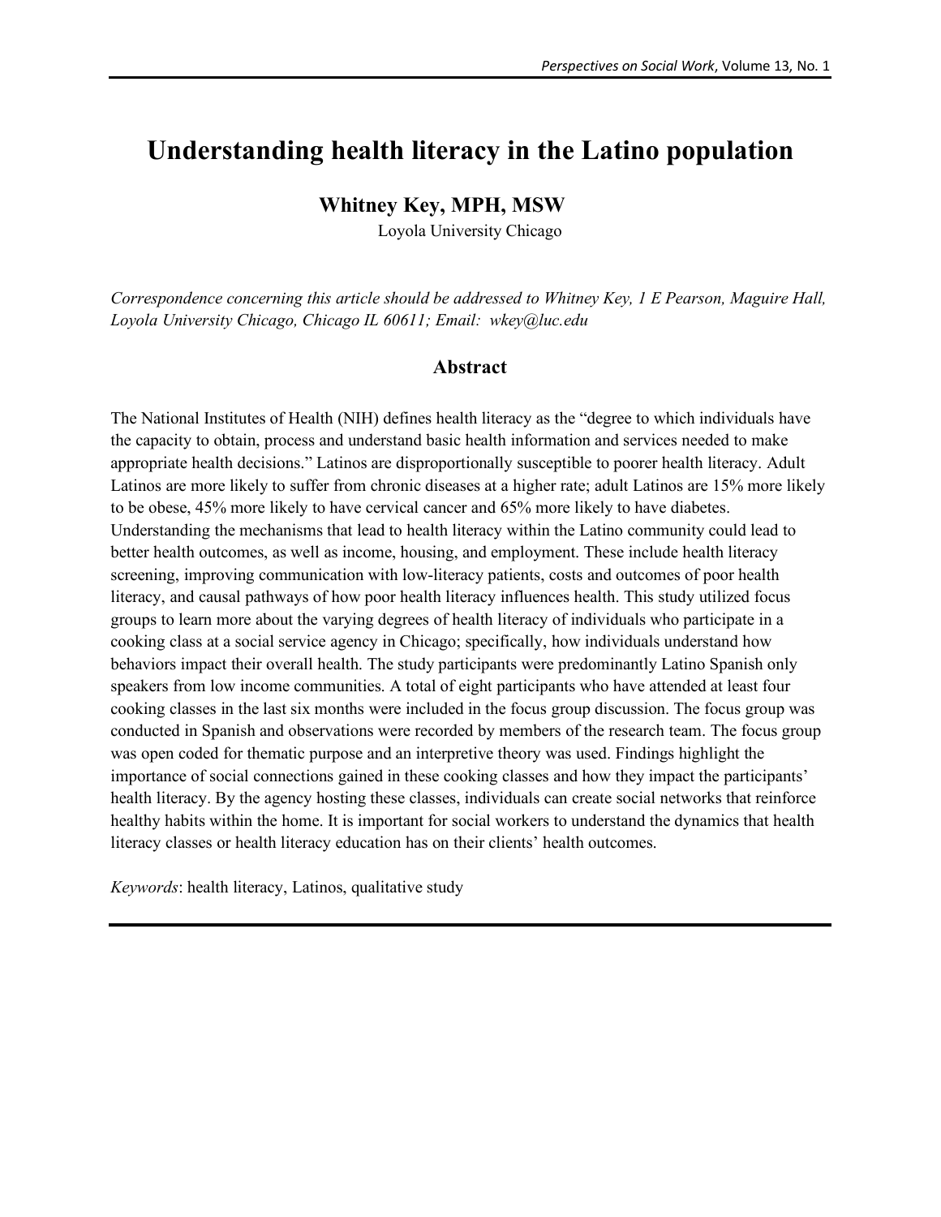# Understanding health literacy in the Latino population

**Whitney Key, MPH, MSW**

Loyola University Chicago

*Correspondence concerning this article should be addressed to Whitney Key, 1 E Pearson, Maguire Hall, Loyola University Chicago, Chicago IL 60611; Email: wkey@luc.edu*

## Abstract

The National Institutes of Health (NIH) defines health literacy as the "degree to which individuals have the capacity to obtain, process and understand basic health information and services needed to make appropriate health decisions." Latinos are disproportionally susceptible to poorer health literacy. Adult Latinos are more likely to suffer from chronic diseases at a higher rate; adult Latinos are 15% more likely to be obese, 45% more likely to have cervical cancer and 65% more likely to have diabetes. Understanding the mechanisms that lead to health literacy within the Latino community could lead to better health outcomes, as well as income, housing, and employment. These include health literacy screening, improving communication with low-literacy patients, costs and outcomes of poor health literacy, and causal pathways of how poor health literacy influences health. This study utilized focus groups to learn more about the varying degrees of health literacy of individuals who participate in a cooking class at a social service agency in Chicago; specifically, how individuals understand how behaviors impact their overall health. The study participants were predominantly Latino Spanish only speakers from low income communities. A total of eight participants who have attended at least four cooking classes in the last six months were included in the focus group discussion. The focus group was conducted in Spanish and observations were recorded by members of the research team. The focus group was open coded for thematic purpose and an interpretive theory was used. Findings highlight the importance of social connections gained in these cooking classes and how they impact the participants' health literacy. By the agency hosting these classes, individuals can create social networks that reinforce healthy habits within the home. It is important for social workers to understand the dynamics that health literacy classes or health literacy education has on their clients' health outcomes.

*Keywords*: health literacy, Latinos, qualitative study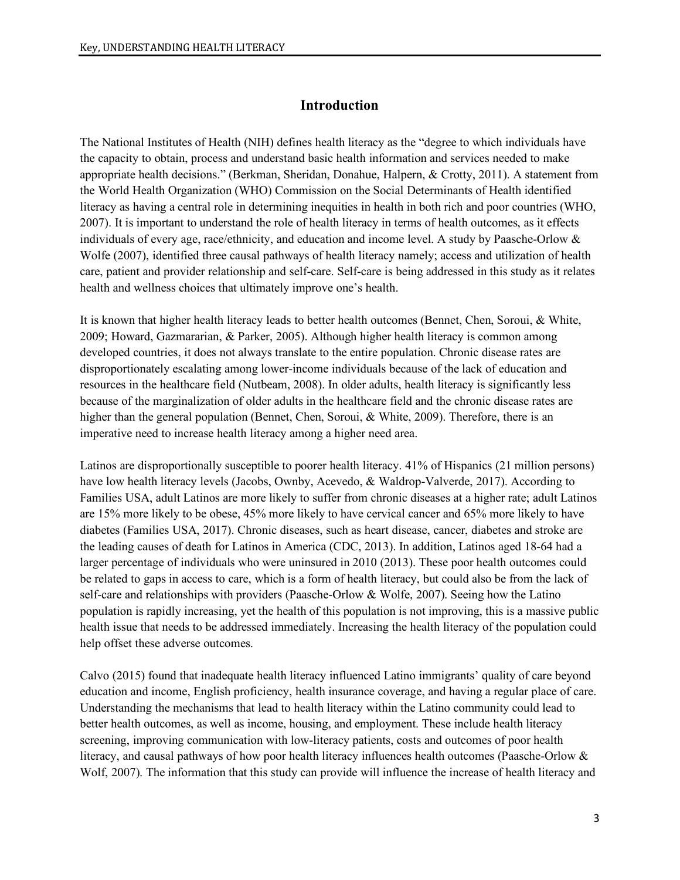## Introduction

The National Institutes of Health (NIH) defines health literacy as the "degree to which individuals have the capacity to obtain, process and understand basic health information and services needed to make appropriate health decisions." (Berkman, Sheridan, Donahue, Halpern, & Crotty, 2011). A statement from the World Health Organization (WHO) Commission on the Social Determinants of Health identified literacy as having a central role in determining inequities in health in both rich and poor countries (WHO, 2007). It is important to understand the role of health literacy in terms of health outcomes, as it effects individuals of every age, race/ethnicity, and education and income level. A study by Paasche-Orlow & Wolfe (2007), identified three causal pathways of health literacy namely; access and utilization of health care, patient and provider relationship and self-care. Self-care is being addressed in this study as it relates health and wellness choices that ultimately improve one's health.

It is known that higher health literacy leads to better health outcomes (Bennet, Chen, Soroui, & White, 2009; Howard, Gazmararian, & Parker, 2005). Although higher health literacy is common among developed countries, it does not always translate to the entire population. Chronic disease rates are disproportionately escalating among lower-income individuals because of the lack of education and resources in the healthcare field (Nutbeam, 2008). In older adults, health literacy is significantly less because of the marginalization of older adults in the healthcare field and the chronic disease rates are higher than the general population (Bennet, Chen, Soroui, & White, 2009). Therefore, there is an imperative need to increase health literacy among a higher need area.

Latinos are disproportionally susceptible to poorer health literacy. 41% of Hispanics (21 million persons) have low health literacy levels (Jacobs, Ownby, Acevedo, & Waldrop-Valverde, 2017). According to Families USA, adult Latinos are more likely to suffer from chronic diseases at a higher rate; adult Latinos are 15% more likely to be obese, 45% more likely to have cervical cancer and 65% more likely to have diabetes (Families USA, 2017). Chronic diseases, such as heart disease, cancer, diabetes and stroke are the leading causes of death for Latinos in America (CDC, 2013). In addition, Latinos aged 18-64 had a larger percentage of individuals who were uninsured in 2010 (2013). These poor health outcomes could be related to gaps in access to care, which is a form of health literacy, but could also be from the lack of self-care and relationships with providers (Paasche-Orlow & Wolfe, 2007). Seeing how the Latino population is rapidly increasing, yet the health of this population is not improving, this is a massive public health issue that needs to be addressed immediately. Increasing the health literacy of the population could help offset these adverse outcomes.

Calvo (2015) found that inadequate health literacy influenced Latino immigrants' quality of care beyond education and income, English proficiency, health insurance coverage, and having a regular place of care. Understanding the mechanisms that lead to health literacy within the Latino community could lead to better health outcomes, as well as income, housing, and employment. These include health literacy screening, improving communication with low-literacy patients, costs and outcomes of poor health literacy, and causal pathways of how poor health literacy influences health outcomes (Paasche-Orlow & Wolf, 2007). The information that this study can provide will influence the increase of health literacy and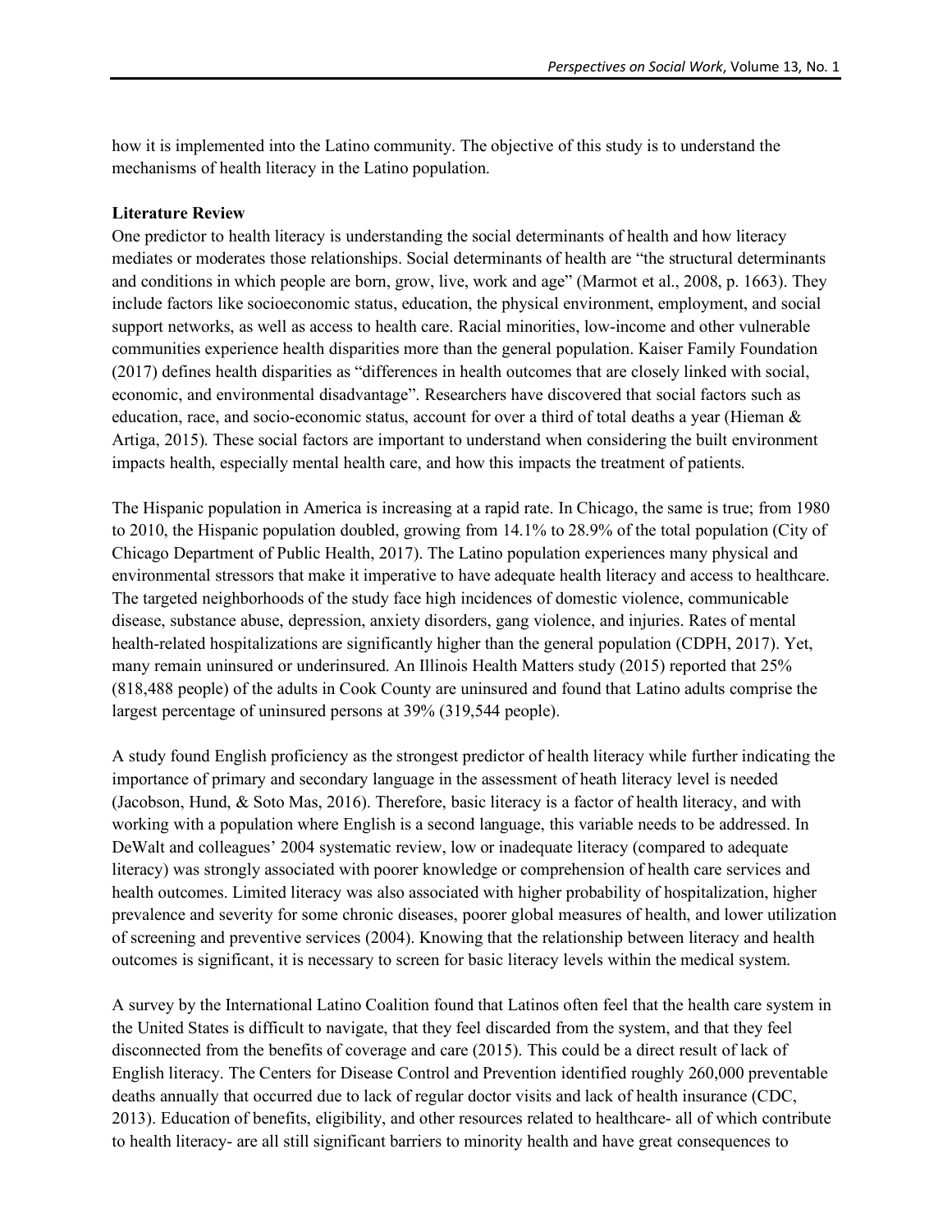how it is implemented into the Latino community. The objective of this study is to understand the mechanisms of health literacy in the Latino population.

**Literature Review**

One predictor to health literacy is understanding the social determinants of health and how literacy mediates or moderates those relationships. Social determinants of health are "the structural determinants and conditions in which people are born, grow, live, work and age" (Marmot et al., 2008, p. 1663). They include factors like socioeconomic status, education, the physical environment, employment, and social support networks, as well as access to health care. Racial minorities, low-income and other vulnerable communities experience health disparities more than the general population. Kaiser Family Foundation (2017) defines health disparities as "differences in health outcomes that are closely linked with social, economic, and environmental disadvantage". Researchers have discovered that social factors such as education, race, and socio-economic status, account for over a third of total deaths a year (Hieman & Artiga, 2015). These social factors are important to understand when considering the built environment impacts health, especially mental health care, and how this impacts the treatment of patients.

The Hispanic population in America is increasing at a rapid rate. In Chicago, the same is true; from 1980 to 2010, the Hispanic population doubled, growing from 14.1% to 28.9% of the total population (City of Chicago Department of Public Health, 2017). The Latino population experiences many physical and environmental stressors that make it imperative to have adequate health literacy and access to healthcare. The targeted neighborhoods of the study face high incidences of domestic violence, communicable disease, substance abuse, depression, anxiety disorders, gang violence, and injuries. Rates of mental health-related hospitalizations are significantly higher than the general population (CDPH, 2017). Yet, many remain uninsured or underinsured. An Illinois Health Matters study (2015) reported that 25% (818,488 people) of the adults in Cook County are uninsured and found that Latino adults comprise the largest percentage of uninsured persons at 39% (319,544 people).

A study found English proficiency as the strongest predictor of health literacy while further indicating the importance of primary and secondary language in the assessment of heath literacy level is needed (Jacobson, Hund, & Soto Mas, 2016). Therefore, basic literacy is a factor of health literacy, and with working with a population where English is a second language, this variable needs to be addressed. In DeWalt and colleagues' 2004 systematic review, low or inadequate literacy (compared to adequate literacy) was strongly associated with poorer knowledge or comprehension of health care services and health outcomes. Limited literacy was also associated with higher probability of hospitalization, higher prevalence and severity for some chronic diseases, poorer global measures of health, and lower utilization of screening and preventive services (2004). Knowing that the relationship between literacy and health outcomes is significant, it is necessary to screen for basic literacy levels within the medical system.

A survey by the International Latino Coalition found that Latinos often feel that the health care system in the United States is difficult to navigate, that they feel discarded from the system, and that they feel disconnected from the benefits of coverage and care (2015). This could be a direct result of lack of English literacy. The Centers for Disease Control and Prevention identified roughly 260,000 preventable deaths annually that occurred due to lack of regular doctor visits and lack of health insurance (CDC, 2013). Education of benefits, eligibility, and other resources related to healthcare- all of which contribute to health literacy- are all still significant barriers to minority health and have great consequences to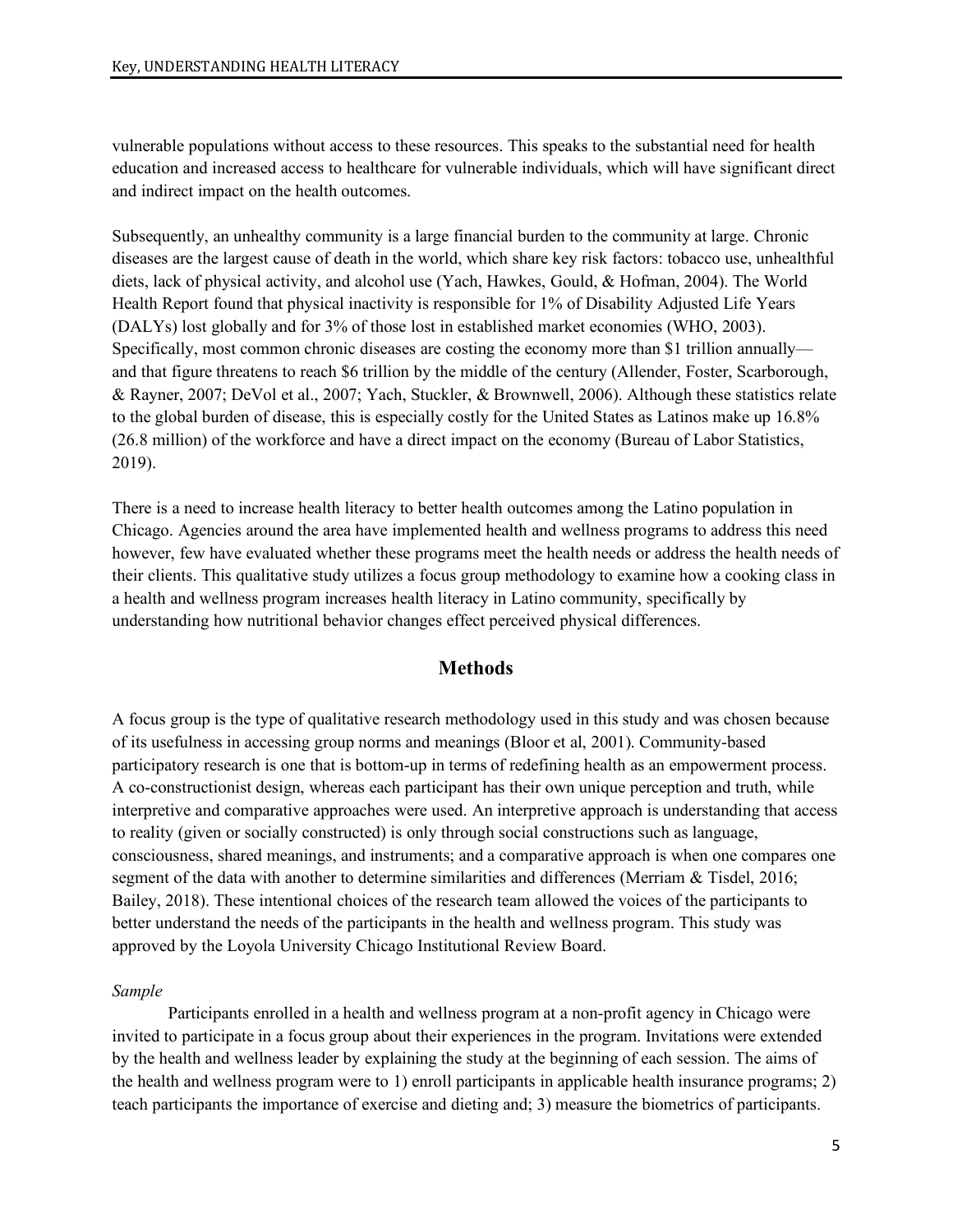vulnerable populations without access to these resources. This speaks to the substantial need for health education and increased access to healthcare for vulnerable individuals, which will have significant direct and indirect impact on the health outcomes.

Subsequently, an unhealthy community is a large financial burden to the community at large. Chronic diseases are the largest cause of death in the world, which share key risk factors: tobacco use, unhealthful diets, lack of physical activity, and alcohol use (Yach, Hawkes, Gould, & Hofman, 2004). The World Health Report found that physical inactivity is responsible for 1% of Disability Adjusted Life Years (DALYs) lost globally and for 3% of those lost in established market economies (WHO, 2003). Specifically, most common chronic diseases are costing the economy more than $1 trillion annually—and that figure threatens to reach $6 trillion by the middle of the century (Allender, Foster, Scarborough, & Rayner, 2007; DeVol et al., 2007; Yach, Stuckler, & Brownwell, 2006). Although these statistics relate to the global burden of disease, this is especially costly for the United States as Latinos make up 16.8% (26.8 million) of the workforce and have a direct impact on the economy (Bureau of Labor Statistics, 2019).

There is a need to increase health literacy to better health outcomes among the Latino population in Chicago. Agencies around the area have implemented health and wellness programs to address this need however, few have evaluated whether these programs meet the health needs or address the health needs of their clients. This qualitative study utilizes a focus group methodology to examine how a cooking class in a health and wellness program increases health literacy in Latino community, specifically by understanding how nutritional behavior changes effect perceived physical differences.

## Methods

A focus group is the type of qualitative research methodology used in this study and was chosen because of its usefulness in accessing group norms and meanings (Bloor et al, 2001). Community-based participatory research is one that is bottom-up in terms of redefining health as an empowerment process. A co-constructionist design, whereas each participant has their own unique perception and truth, while interpretive and comparative approaches were used. An interpretive approach is understanding that access to reality (given or socially constructed) is only through social constructions such as language, consciousness, shared meanings, and instruments; and a comparative approach is when one compares one segment of the data with another to determine similarities and differences (Merriam & Tisdel, 2016; Bailey, 2018). These intentional choices of the research team allowed the voices of the participants to better understand the needs of the participants in the health and wellness program. This study was approved by the Loyola University Chicago Institutional Review Board.

*Sample*

Participants enrolled in a health and wellness program at a non-profit agency in Chicago were invited to participate in a focus group about their experiences in the program. Invitations were extended by the health and wellness leader by explaining the study at the beginning of each session. The aims of the health and wellness program were to 1) enroll participants in applicable health insurance programs; 2) teach participants the importance of exercise and dieting and; 3) measure the biometrics of participants.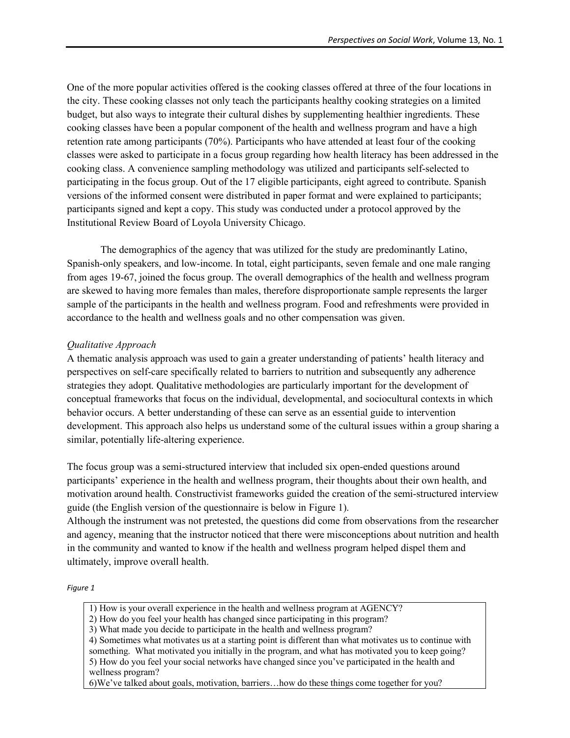One of the more popular activities offered is the cooking classes offered at three of the four locations in the city. These cooking classes not only teach the participants healthy cooking strategies on a limited budget, but also ways to integrate their cultural dishes by supplementing healthier ingredients. These cooking classes have been a popular component of the health and wellness program and have a high retention rate among participants (70%). Participants who have attended at least four of the cooking classes were asked to participate in a focus group regarding how health literacy has been addressed in the cooking class. A convenience sampling methodology was utilized and participants self-selected to participating in the focus group. Out of the 17 eligible participants, eight agreed to contribute. Spanish versions of the informed consent were distributed in paper format and were explained to participants; participants signed and kept a copy. This study was conducted under a protocol approved by the Institutional Review Board of Loyola University Chicago.

The demographics of the agency that was utilized for the study are predominantly Latino, Spanish-only speakers, and low-income. In total, eight participants, seven female and one male ranging from ages 19-67, joined the focus group. The overall demographics of the health and wellness program are skewed to having more females than males, therefore disproportionate sample represents the larger sample of the participants in the health and wellness program. Food and refreshments were provided in accordance to the health and wellness goals and no other compensation was given.

*Qualitative Approach*

A thematic analysis approach was used to gain a greater understanding of patients' health literacy and perspectives on self-care specifically related to barriers to nutrition and subsequently any adherence strategies they adopt. Qualitative methodologies are particularly important for the development of conceptual frameworks that focus on the individual, developmental, and sociocultural contexts in which behavior occurs. A better understanding of these can serve as an essential guide to intervention development. This approach also helps us understand some of the cultural issues within a group sharing a similar, potentially life-altering experience.

The focus group was a semi-structured interview that included six open-ended questions around participants' experience in the health and wellness program, their thoughts about their own health, and motivation around health. Constructivist frameworks guided the creation of the semi-structured interview guide (the English version of the questionnaire is below in Figure 1).

Although the instrument was not pretested, the questions did come from observations from the researcher and agency, meaning that the instructor noticed that there were misconceptions about nutrition and health in the community and wanted to know if the health and wellness program helped dispel them and ultimately, improve overall health.

*Figure 1*

1) How is your overall experience in the health and wellness program at AGENCY?
2) How do you feel your health has changed since participating in this program?
3) What made you decide to participate in the health and wellness program?
4) Sometimes what motivates us at a starting point is different than what motivates us to continue with something. What motivated you initially in the program, and what has motivated you to keep going?
5) How do you feel your social networks have changed since you've participated in the health and wellness program?
6)We've talked about goals, motivation, barriers…how do these things come together for you?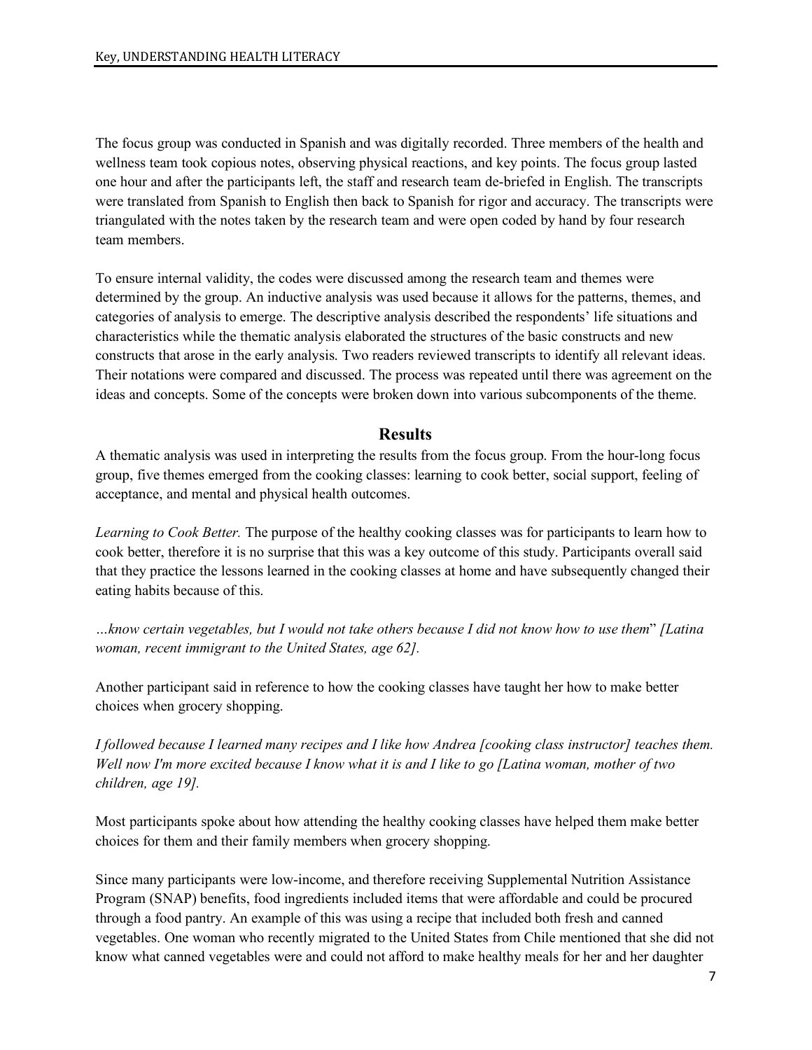The focus group was conducted in Spanish and was digitally recorded. Three members of the health and wellness team took copious notes, observing physical reactions, and key points. The focus group lasted one hour and after the participants left, the staff and research team de-briefed in English. The transcripts were translated from Spanish to English then back to Spanish for rigor and accuracy. The transcripts were triangulated with the notes taken by the research team and were open coded by hand by four research team members.

To ensure internal validity, the codes were discussed among the research team and themes were determined by the group. An inductive analysis was used because it allows for the patterns, themes, and categories of analysis to emerge. The descriptive analysis described the respondents' life situations and characteristics while the thematic analysis elaborated the structures of the basic constructs and new constructs that arose in the early analysis. Two readers reviewed transcripts to identify all relevant ideas. Their notations were compared and discussed. The process was repeated until there was agreement on the ideas and concepts. Some of the concepts were broken down into various subcomponents of the theme.

## Results

A thematic analysis was used in interpreting the results from the focus group. From the hour-long focus group, five themes emerged from the cooking classes: learning to cook better, social support, feeling of acceptance, and mental and physical health outcomes.

*Learning to Cook Better.* The purpose of the healthy cooking classes was for participants to learn how to cook better, therefore it is no surprise that this was a key outcome of this study. Participants overall said that they practice the lessons learned in the cooking classes at home and have subsequently changed their eating habits because of this.

*…know certain vegetables, but I would not take others because I did not know how to use them*" *[Latina woman, recent immigrant to the United States, age 62].*

Another participant said in reference to how the cooking classes have taught her how to make better choices when grocery shopping.

*I followed because I learned many recipes and I like how Andrea [cooking class instructor] teaches them. Well now I'm more excited because I know what it is and I like to go [Latina woman, mother of two children, age 19].*

Most participants spoke about how attending the healthy cooking classes have helped them make better choices for them and their family members when grocery shopping.

Since many participants were low-income, and therefore receiving Supplemental Nutrition Assistance Program (SNAP) benefits, food ingredients included items that were affordable and could be procured through a food pantry. An example of this was using a recipe that included both fresh and canned vegetables. One woman who recently migrated to the United States from Chile mentioned that she did not know what canned vegetables were and could not afford to make healthy meals for her and her daughter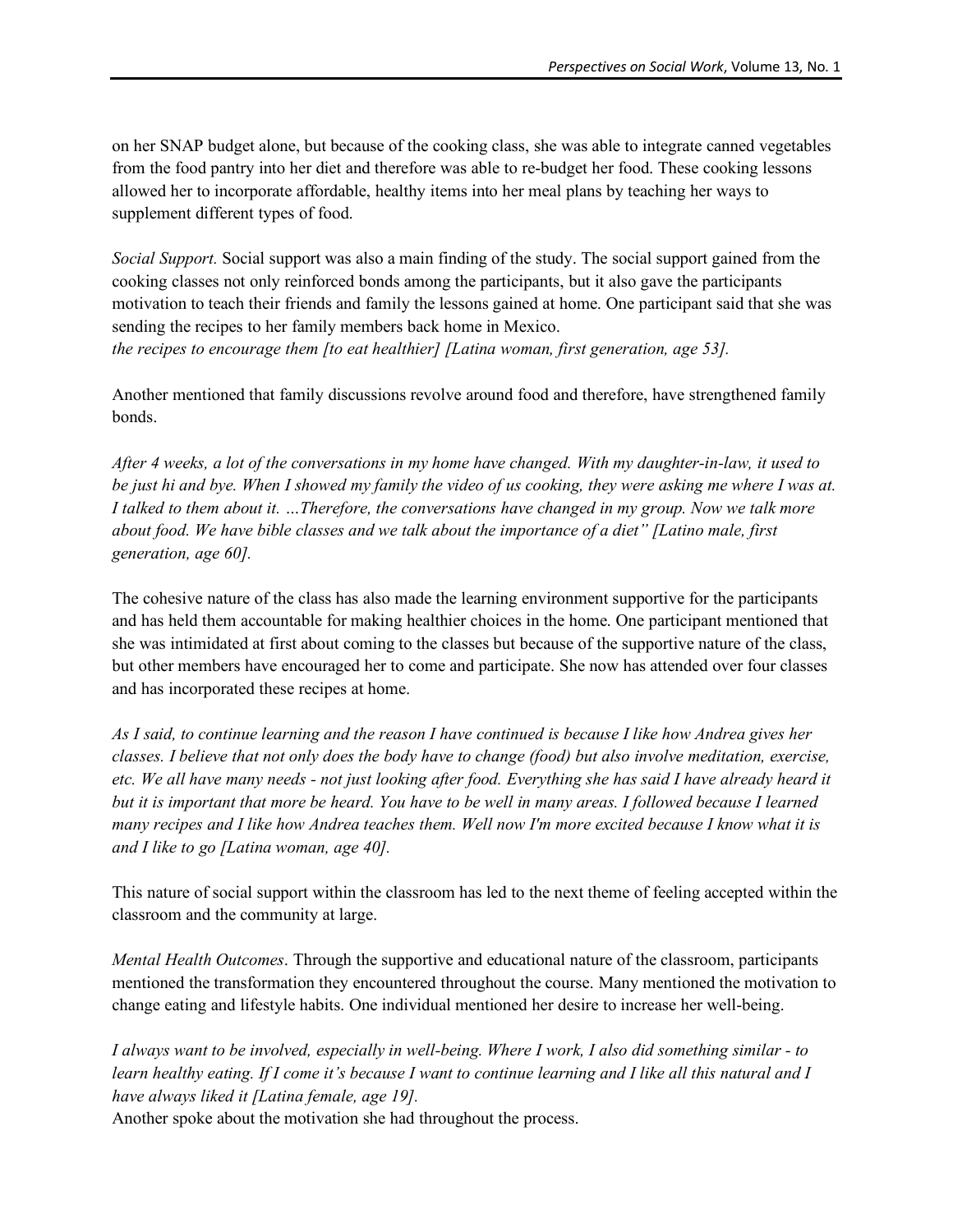on her SNAP budget alone, but because of the cooking class, she was able to integrate canned vegetables from the food pantry into her diet and therefore was able to re-budget her food. These cooking lessons allowed her to incorporate affordable, healthy items into her meal plans by teaching her ways to supplement different types of food.

*Social Support.* Social support was also a main finding of the study. The social support gained from the cooking classes not only reinforced bonds among the participants, but it also gave the participants motivation to teach their friends and family the lessons gained at home. One participant said that she was sending the recipes to her family members back home in Mexico.
*the recipes to encourage them [to eat healthier] [Latina woman, first generation, age 53].*

Another mentioned that family discussions revolve around food and therefore, have strengthened family bonds.

*After 4 weeks, a lot of the conversations in my home have changed. With my daughter-in-law, it used to be just hi and bye. When I showed my family the video of us cooking, they were asking me where I was at. I talked to them about it. …Therefore, the conversations have changed in my group. Now we talk more about food. We have bible classes and we talk about the importance of a diet" [Latino male, first generation, age 60].*

The cohesive nature of the class has also made the learning environment supportive for the participants and has held them accountable for making healthier choices in the home. One participant mentioned that she was intimidated at first about coming to the classes but because of the supportive nature of the class, but other members have encouraged her to come and participate. She now has attended over four classes and has incorporated these recipes at home.

*As I said, to continue learning and the reason I have continued is because I like how Andrea gives her classes. I believe that not only does the body have to change (food) but also involve meditation, exercise, etc. We all have many needs - not just looking after food. Everything she has said I have already heard it but it is important that more be heard. You have to be well in many areas. I followed because I learned many recipes and I like how Andrea teaches them. Well now I'm more excited because I know what it is and I like to go [Latina woman, age 40].*

This nature of social support within the classroom has led to the next theme of feeling accepted within the classroom and the community at large.

*Mental Health Outcomes*. Through the supportive and educational nature of the classroom, participants mentioned the transformation they encountered throughout the course. Many mentioned the motivation to change eating and lifestyle habits. One individual mentioned her desire to increase her well-being.

*I always want to be involved, especially in well-being. Where I work, I also did something similar - to learn healthy eating. If I come it's because I want to continue learning and I like all this natural and I have always liked it [Latina female, age 19].*
Another spoke about the motivation she had throughout the process.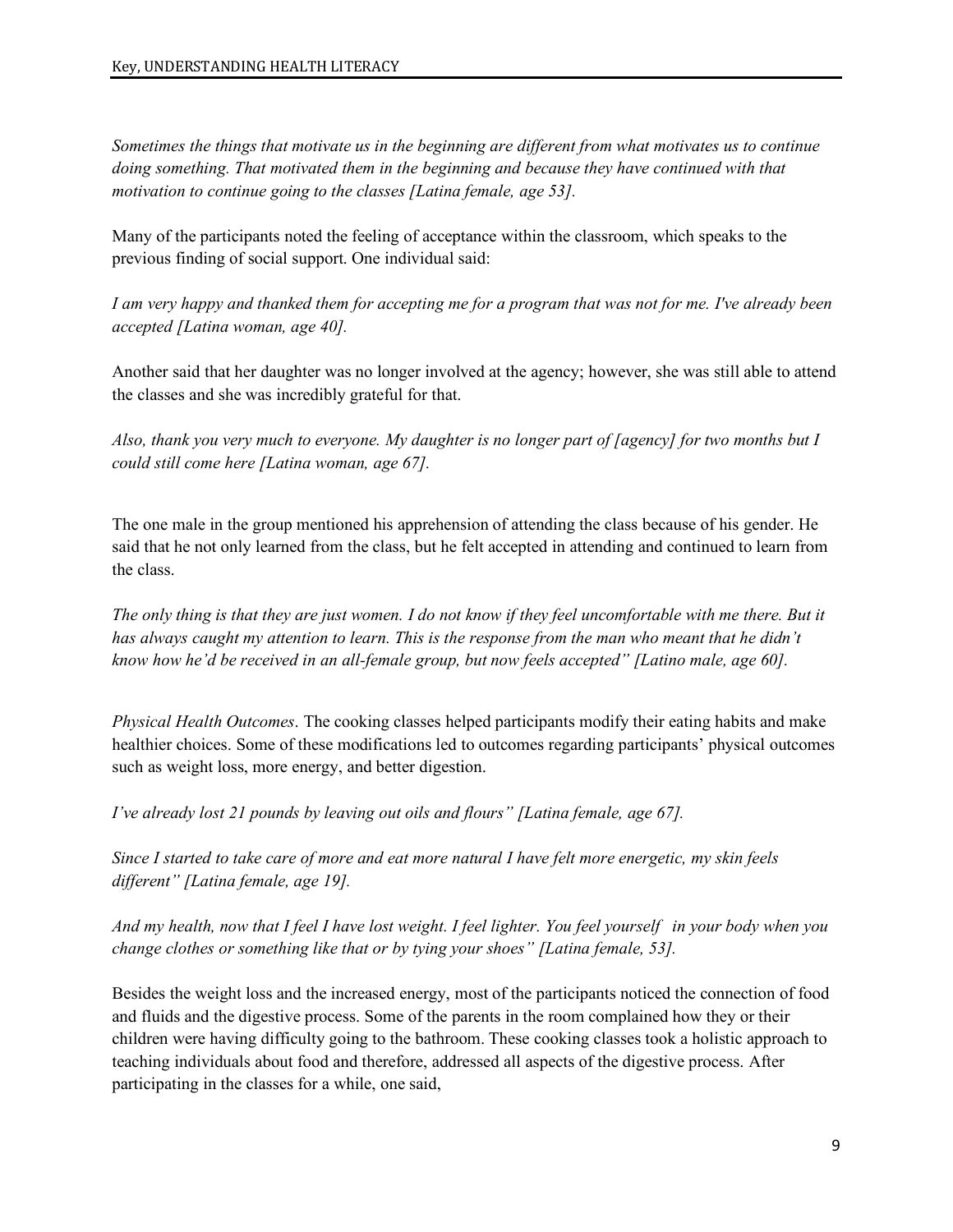*Sometimes the things that motivate us in the beginning are different from what motivates us to continue doing something. That motivated them in the beginning and because they have continued with that motivation to continue going to the classes [Latina female, age 53].*

Many of the participants noted the feeling of acceptance within the classroom, which speaks to the previous finding of social support. One individual said:

*I am very happy and thanked them for accepting me for a program that was not for me. I've already been accepted [Latina woman, age 40].*

Another said that her daughter was no longer involved at the agency; however, she was still able to attend the classes and she was incredibly grateful for that.

*Also, thank you very much to everyone. My daughter is no longer part of [agency] for two months but I could still come here [Latina woman, age 67].*

The one male in the group mentioned his apprehension of attending the class because of his gender. He said that he not only learned from the class, but he felt accepted in attending and continued to learn from the class.

*The only thing is that they are just women. I do not know if they feel uncomfortable with me there. But it has always caught my attention to learn. This is the response from the man who meant that he didn't know how he'd be received in an all-female group, but now feels accepted" [Latino male, age 60].*

*Physical Health Outcomes*. The cooking classes helped participants modify their eating habits and make healthier choices. Some of these modifications led to outcomes regarding participants' physical outcomes such as weight loss, more energy, and better digestion.

*I've already lost 21 pounds by leaving out oils and flours" [Latina female, age 67].*

*Since I started to take care of more and eat more natural I have felt more energetic, my skin feels different" [Latina female, age 19].*

*And my health, now that I feel I have lost weight. I feel lighter. You feel yourself in your body when you change clothes or something like that or by tying your shoes" [Latina female, 53].*

Besides the weight loss and the increased energy, most of the participants noticed the connection of food and fluids and the digestive process. Some of the parents in the room complained how they or their children were having difficulty going to the bathroom. These cooking classes took a holistic approach to teaching individuals about food and therefore, addressed all aspects of the digestive process. After participating in the classes for a while, one said,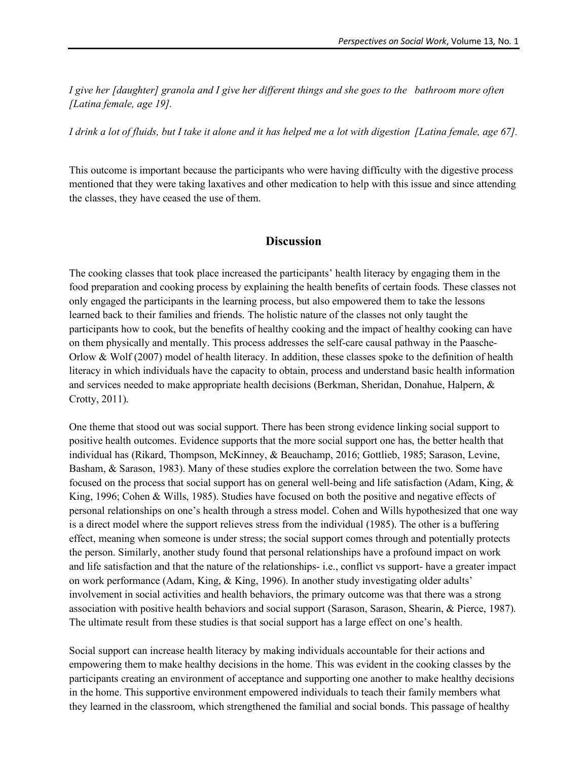*I give her [daughter] granola and I give her different things and she goes to the bathroom more often [Latina female, age 19].*

*I drink a lot of fluids, but I take it alone and it has helped me a lot with digestion [Latina female, age 67].*

This outcome is important because the participants who were having difficulty with the digestive process mentioned that they were taking laxatives and other medication to help with this issue and since attending the classes, they have ceased the use of them.

## Discussion

The cooking classes that took place increased the participants' health literacy by engaging them in the food preparation and cooking process by explaining the health benefits of certain foods. These classes not only engaged the participants in the learning process, but also empowered them to take the lessons learned back to their families and friends. The holistic nature of the classes not only taught the participants how to cook, but the benefits of healthy cooking and the impact of healthy cooking can have on them physically and mentally. This process addresses the self-care causal pathway in the Paasche-Orlow & Wolf (2007) model of health literacy. In addition, these classes spoke to the definition of health literacy in which individuals have the capacity to obtain, process and understand basic health information and services needed to make appropriate health decisions (Berkman, Sheridan, Donahue, Halpern, & Crotty, 2011).

One theme that stood out was social support. There has been strong evidence linking social support to positive health outcomes. Evidence supports that the more social support one has, the better health that individual has (Rikard, Thompson, McKinney, & Beauchamp, 2016; Gottlieb, 1985; Sarason, Levine, Basham, & Sarason, 1983). Many of these studies explore the correlation between the two. Some have focused on the process that social support has on general well-being and life satisfaction (Adam, King, & King, 1996; Cohen & Wills, 1985). Studies have focused on both the positive and negative effects of personal relationships on one's health through a stress model. Cohen and Wills hypothesized that one way is a direct model where the support relieves stress from the individual (1985). The other is a buffering effect, meaning when someone is under stress; the social support comes through and potentially protects the person. Similarly, another study found that personal relationships have a profound impact on work and life satisfaction and that the nature of the relationships- i.e., conflict vs support- have a greater impact on work performance (Adam, King, & King, 1996). In another study investigating older adults' involvement in social activities and health behaviors, the primary outcome was that there was a strong association with positive health behaviors and social support (Sarason, Sarason, Shearin, & Pierce, 1987). The ultimate result from these studies is that social support has a large effect on one's health.

Social support can increase health literacy by making individuals accountable for their actions and empowering them to make healthy decisions in the home. This was evident in the cooking classes by the participants creating an environment of acceptance and supporting one another to make healthy decisions in the home. This supportive environment empowered individuals to teach their family members what they learned in the classroom, which strengthened the familial and social bonds. This passage of healthy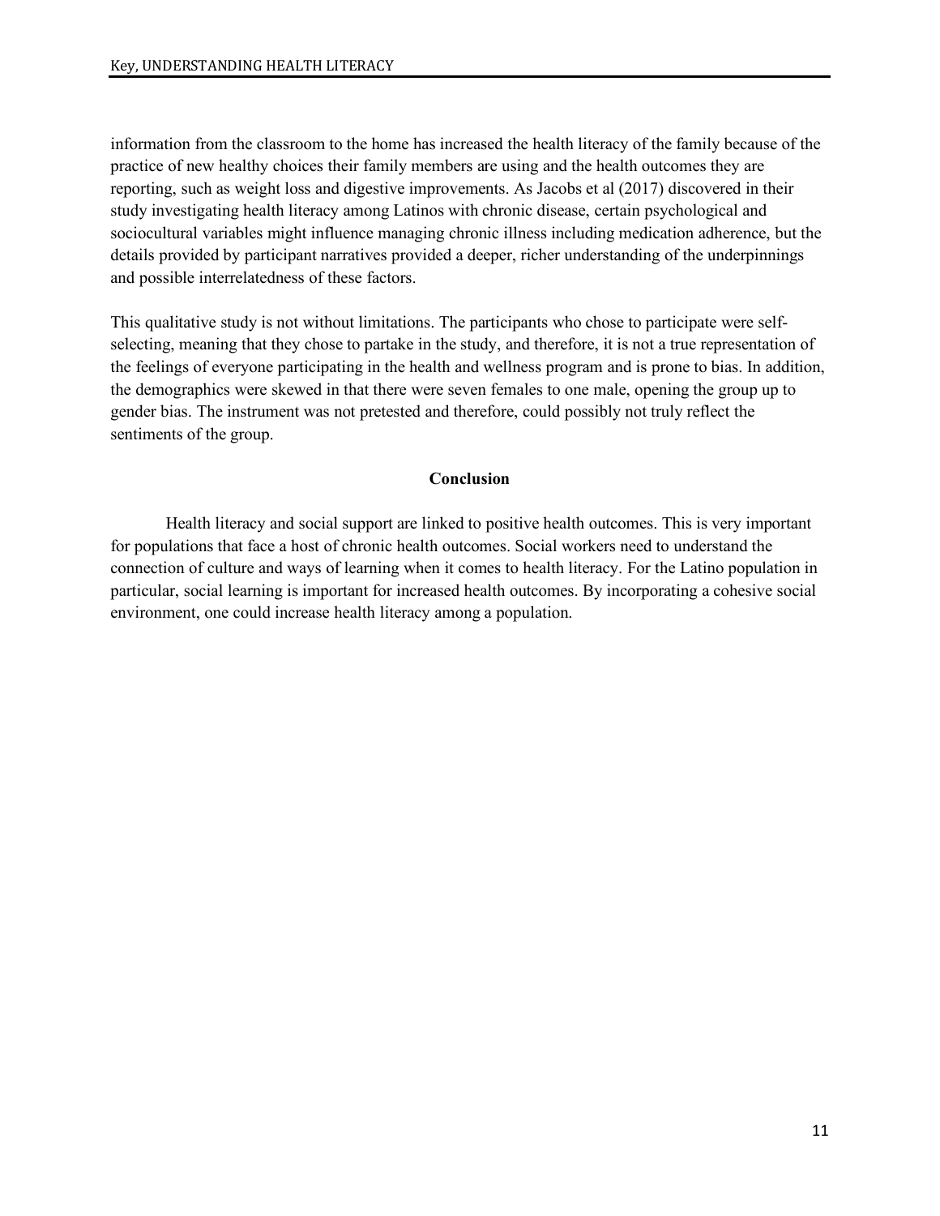information from the classroom to the home has increased the health literacy of the family because of the practice of new healthy choices their family members are using and the health outcomes they are reporting, such as weight loss and digestive improvements. As Jacobs et al (2017) discovered in their study investigating health literacy among Latinos with chronic disease, certain psychological and sociocultural variables might influence managing chronic illness including medication adherence, but the details provided by participant narratives provided a deeper, richer understanding of the underpinnings and possible interrelatedness of these factors.

This qualitative study is not without limitations. The participants who chose to participate were self-selecting, meaning that they chose to partake in the study, and therefore, it is not a true representation of the feelings of everyone participating in the health and wellness program and is prone to bias. In addition, the demographics were skewed in that there were seven females to one male, opening the group up to gender bias. The instrument was not pretested and therefore, could possibly not truly reflect the sentiments of the group.

## Conclusion

Health literacy and social support are linked to positive health outcomes. This is very important for populations that face a host of chronic health outcomes. Social workers need to understand the connection of culture and ways of learning when it comes to health literacy. For the Latino population in particular, social learning is important for increased health outcomes. By incorporating a cohesive social environment, one could increase health literacy among a population.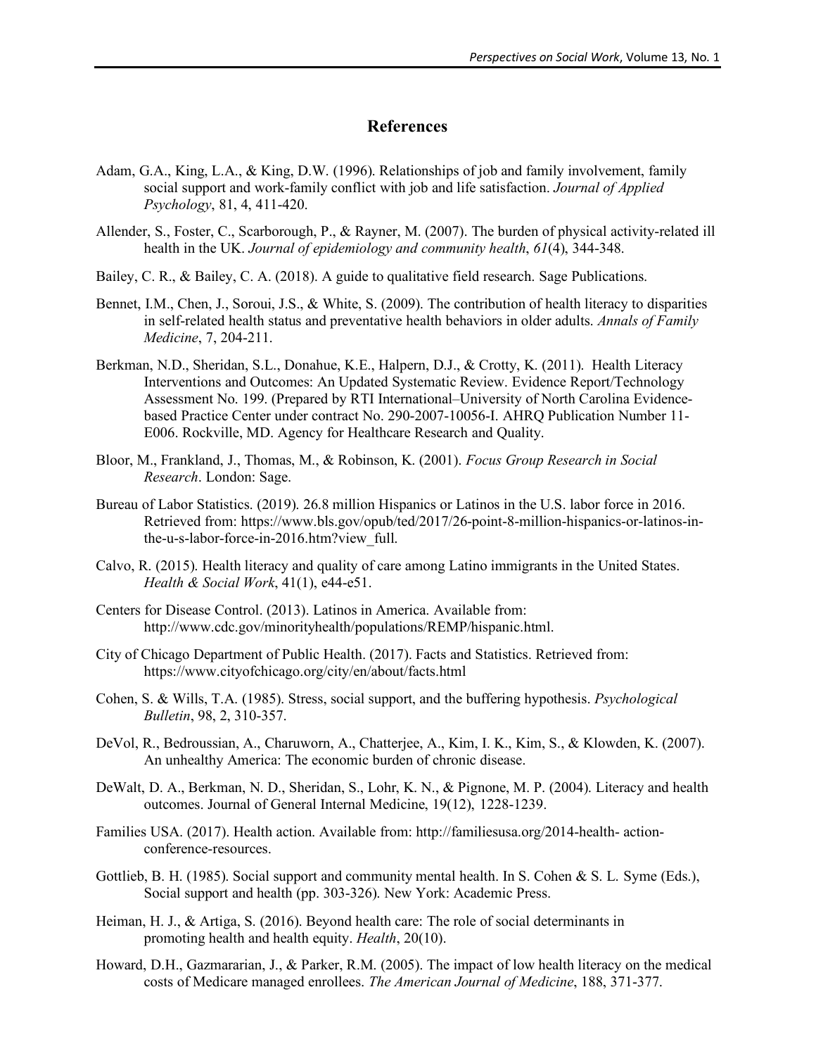# References

Adam, G.A., King, L.A., & King, D.W. (1996). Relationships of job and family involvement, family social support and work-family conflict with job and life satisfaction. *Journal of Applied Psychology*, 81, 4, 411-420.

Allender, S., Foster, C., Scarborough, P., & Rayner, M. (2007). The burden of physical activity-related ill health in the UK. *Journal of epidemiology and community health*, *61*(4), 344-348.

Bailey, C. R., & Bailey, C. A. (2018). A guide to qualitative field research. Sage Publications.

Bennet, I.M., Chen, J., Soroui, J.S., & White, S. (2009). The contribution of health literacy to disparities in self-related health status and preventative health behaviors in older adults. *Annals of Family Medicine*, 7, 204-211.

Berkman, N.D., Sheridan, S.L., Donahue, K.E., Halpern, D.J., & Crotty, K. (2011). Health Literacy Interventions and Outcomes: An Updated Systematic Review. Evidence Report/Technology Assessment No. 199. (Prepared by RTI International–University of North Carolina Evidence-based Practice Center under contract No. 290-2007-10056-I. AHRQ Publication Number 11-E006. Rockville, MD. Agency for Healthcare Research and Quality.

Bloor, M., Frankland, J., Thomas, M., & Robinson, K. (2001). *Focus Group Research in Social Research*. London: Sage.

Bureau of Labor Statistics. (2019). 26.8 million Hispanics or Latinos in the U.S. labor force in 2016. Retrieved from: https://www.bls.gov/opub/ted/2017/26-point-8-million-hispanics-or-latinos-in-the-u-s-labor-force-in-2016.htm?view_full.

Calvo, R. (2015). Health literacy and quality of care among Latino immigrants in the United States. *Health & Social Work*, 41(1), e44-e51.

Centers for Disease Control. (2013). Latinos in America. Available from: http://www.cdc.gov/minorityhealth/populations/REMP/hispanic.html.

City of Chicago Department of Public Health. (2017). Facts and Statistics. Retrieved from: https://www.cityofchicago.org/city/en/about/facts.html

Cohen, S. & Wills, T.A. (1985). Stress, social support, and the buffering hypothesis. *Psychological Bulletin*, 98, 2, 310-357.

DeVol, R., Bedroussian, A., Charuworn, A., Chatterjee, A., Kim, I. K., Kim, S., & Klowden, K. (2007). An unhealthy America: The economic burden of chronic disease.

DeWalt, D. A., Berkman, N. D., Sheridan, S., Lohr, K. N., & Pignone, M. P. (2004). Literacy and health outcomes. Journal of General Internal Medicine, 19(12), 1228-1239.

Families USA. (2017). Health action. Available from: http://familiesusa.org/2014-health- action-conference-resources.

Gottlieb, B. H. (1985). Social support and community mental health. In S. Cohen & S. L. Syme (Eds.), Social support and health (pp. 303-326). New York: Academic Press.

Heiman, H. J., & Artiga, S. (2016). Beyond health care: The role of social determinants in promoting health and health equity. *Health*, 20(10).

Howard, D.H., Gazmararian, J., & Parker, R.M. (2005). The impact of low health literacy on the medical costs of Medicare managed enrollees. *The American Journal of Medicine*, 188, 371-377.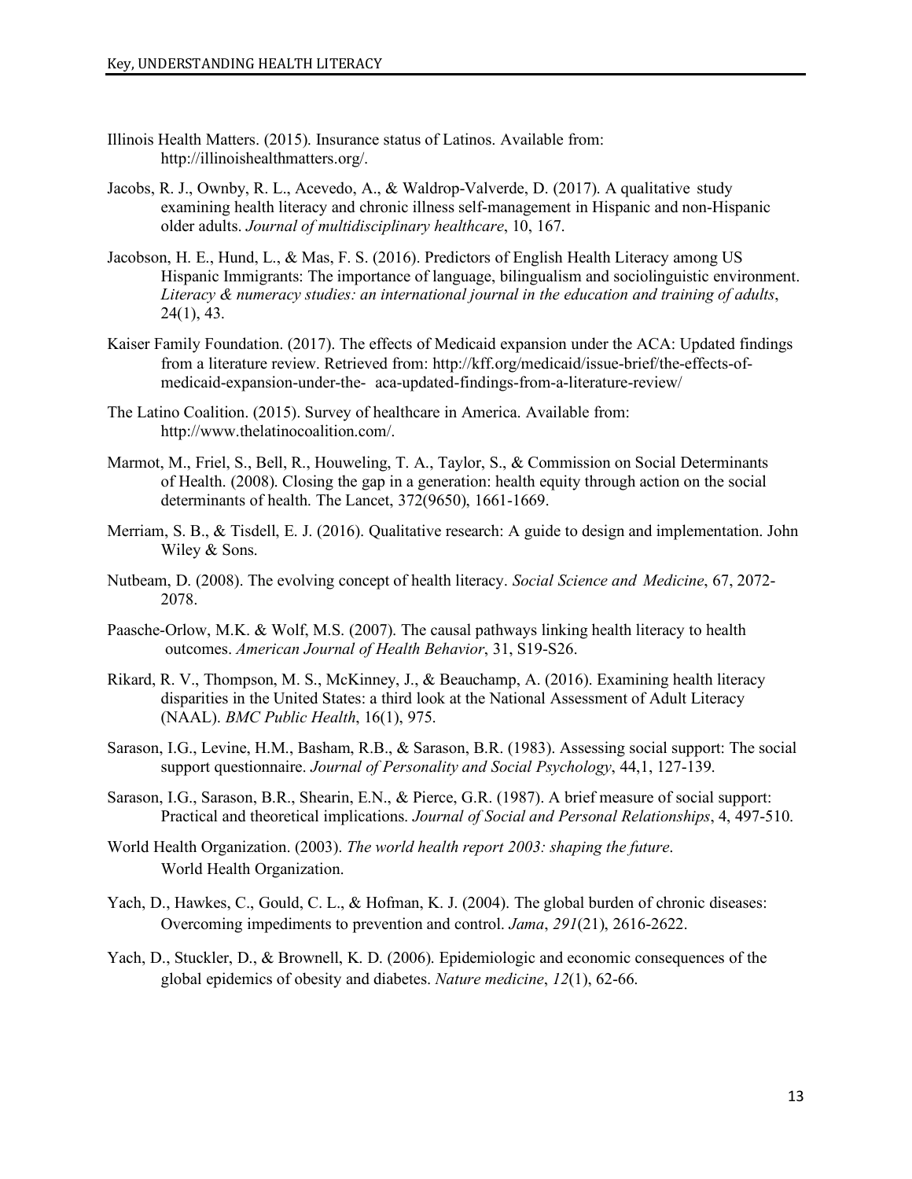Illinois Health Matters. (2015). Insurance status of Latinos. Available from: http://illinoishealthmatters.org/.

Jacobs, R. J., Ownby, R. L., Acevedo, A., & Waldrop-Valverde, D. (2017). A qualitative study examining health literacy and chronic illness self-management in Hispanic and non-Hispanic older adults. *Journal of multidisciplinary healthcare*, 10, 167.

Jacobson, H. E., Hund, L., & Mas, F. S. (2016). Predictors of English Health Literacy among US Hispanic Immigrants: The importance of language, bilingualism and sociolinguistic environment. *Literacy & numeracy studies: an international journal in the education and training of adults*, 24(1), 43.

Kaiser Family Foundation. (2017). The effects of Medicaid expansion under the ACA: Updated findings from a literature review. Retrieved from: http://kff.org/medicaid/issue-brief/the-effects-of-medicaid-expansion-under-the- aca-updated-findings-from-a-literature-review/

The Latino Coalition. (2015). Survey of healthcare in America. Available from: http://www.thelatinocoalition.com/.

Marmot, M., Friel, S., Bell, R., Houweling, T. A., Taylor, S., & Commission on Social Determinants of Health. (2008). Closing the gap in a generation: health equity through action on the social determinants of health. The Lancet, 372(9650), 1661-1669.

Merriam, S. B., & Tisdell, E. J. (2016). Qualitative research: A guide to design and implementation. John Wiley & Sons.

Nutbeam, D. (2008). The evolving concept of health literacy. *Social Science and Medicine*, 67, 2072-2078.

Paasche-Orlow, M.K. & Wolf, M.S. (2007). The causal pathways linking health literacy to health outcomes. *American Journal of Health Behavior*, 31, S19-S26.

Rikard, R. V., Thompson, M. S., McKinney, J., & Beauchamp, A. (2016). Examining health literacy disparities in the United States: a third look at the National Assessment of Adult Literacy (NAAL). *BMC Public Health*, 16(1), 975.

Sarason, I.G., Levine, H.M., Basham, R.B., & Sarason, B.R. (1983). Assessing social support: The social support questionnaire. *Journal of Personality and Social Psychology*, 44,1, 127-139.

Sarason, I.G., Sarason, B.R., Shearin, E.N., & Pierce, G.R. (1987). A brief measure of social support: Practical and theoretical implications. *Journal of Social and Personal Relationships*, 4, 497-510.

World Health Organization. (2003). *The world health report 2003: shaping the future*. World Health Organization.

Yach, D., Hawkes, C., Gould, C. L., & Hofman, K. J. (2004). The global burden of chronic diseases: Overcoming impediments to prevention and control. *Jama*, *291*(21), 2616-2622.

Yach, D., Stuckler, D., & Brownell, K. D. (2006). Epidemiologic and economic consequences of the global epidemics of obesity and diabetes. *Nature medicine*, *12*(1), 62-66.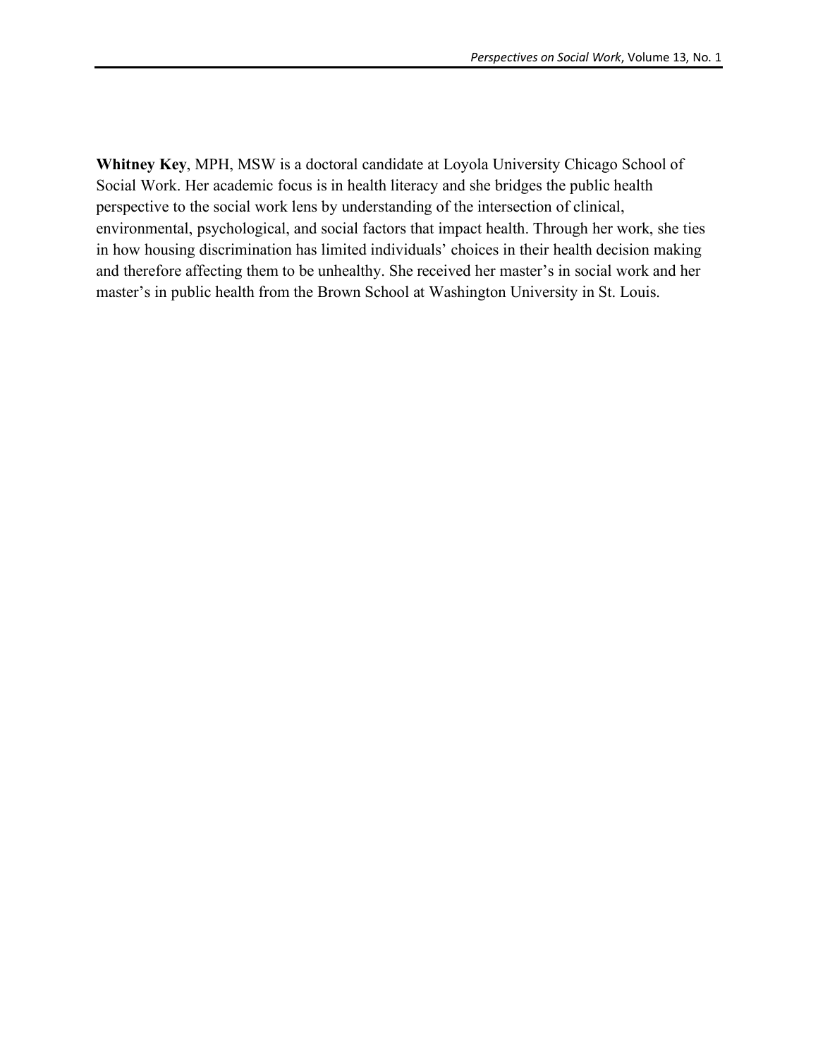**Whitney Key**, MPH, MSW is a doctoral candidate at Loyola University Chicago School of Social Work. Her academic focus is in health literacy and she bridges the public health perspective to the social work lens by understanding of the intersection of clinical, environmental, psychological, and social factors that impact health. Through her work, she ties in how housing discrimination has limited individuals' choices in their health decision making and therefore affecting them to be unhealthy. She received her master's in social work and her master's in public health from the Brown School at Washington University in St. Louis.